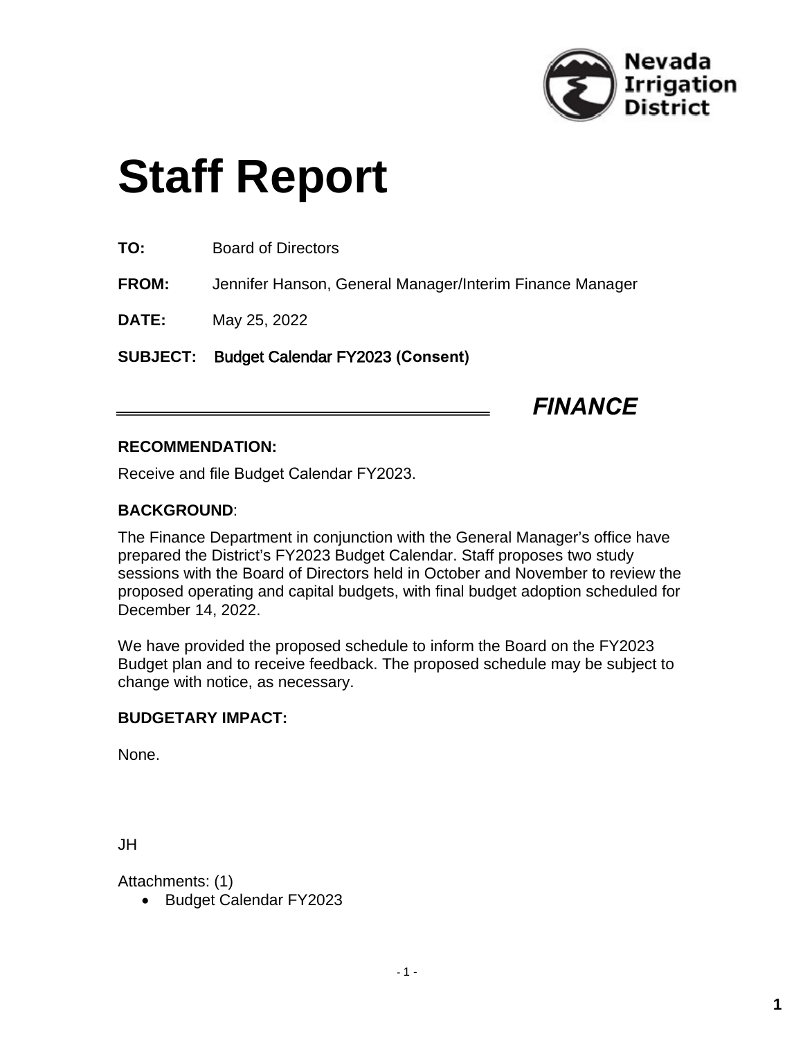Nevada Irrigation District

# Staff Report

**TO:** Board of Directors

**FROM:** Jennifer Hanson, General Manager/Interim Finance Manager

**DATE:** May 25, 2022

**SUBJECT:** Budget Calendar FY2023 (Consent)

***FINANCE***

**RECOMMENDATION:**

Receive and file Budget Calendar FY2023.

**BACKGROUND**:

The Finance Department in conjunction with the General Manager's office have prepared the District's FY2023 Budget Calendar. Staff proposes two study sessions with the Board of Directors held in October and November to review the proposed operating and capital budgets, with final budget adoption scheduled for December 14, 2022.

We have provided the proposed schedule to inform the Board on the FY2023 Budget plan and to receive feedback. The proposed schedule may be subject to change with notice, as necessary.

**BUDGETARY IMPACT:**

None.

JH

Attachments: (1)

- Budget Calendar FY2023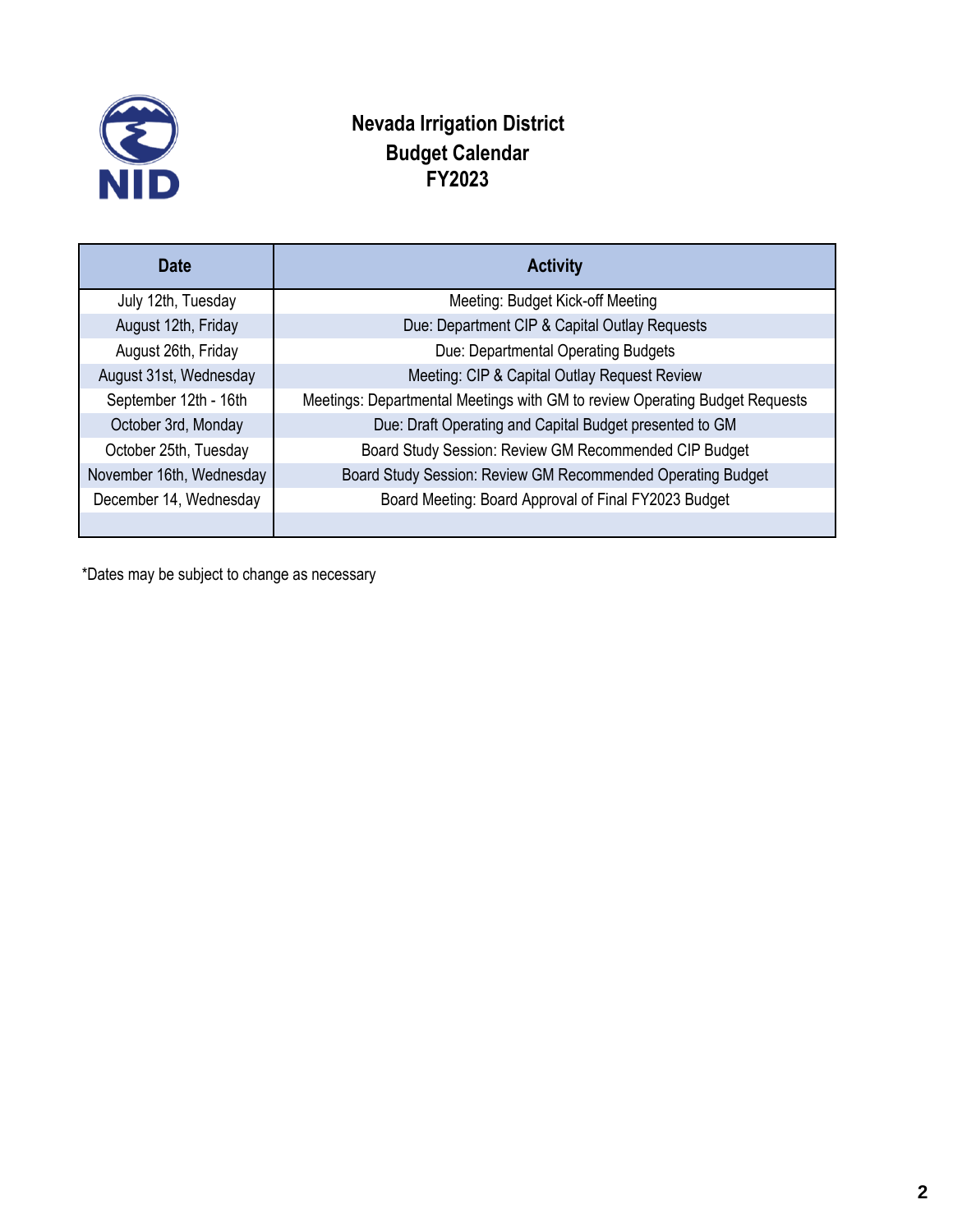# Nevada Irrigation District
## Budget Calendar
## FY2023

| Date | Activity |
|---|---|
| July 12th, Tuesday | Meeting: Budget Kick-off Meeting |
| August 12th, Friday | Due: Department CIP & Capital Outlay Requests |
| August 26th, Friday | Due: Departmental Operating Budgets |
| August 31st, Wednesday | Meeting: CIP & Capital Outlay Request Review |
| September 12th - 16th | Meetings: Departmental Meetings with GM to review Operating Budget Requests |
| October 3rd, Monday | Due: Draft Operating and Capital Budget presented to GM |
| October 25th, Tuesday | Board Study Session: Review GM Recommended CIP Budget |
| November 16th, Wednesday | Board Study Session: Review GM Recommended Operating Budget |
| December 14, Wednesday | Board Meeting: Board Approval of Final FY2023 Budget |
| | |

*Dates may be subject to change as necessary